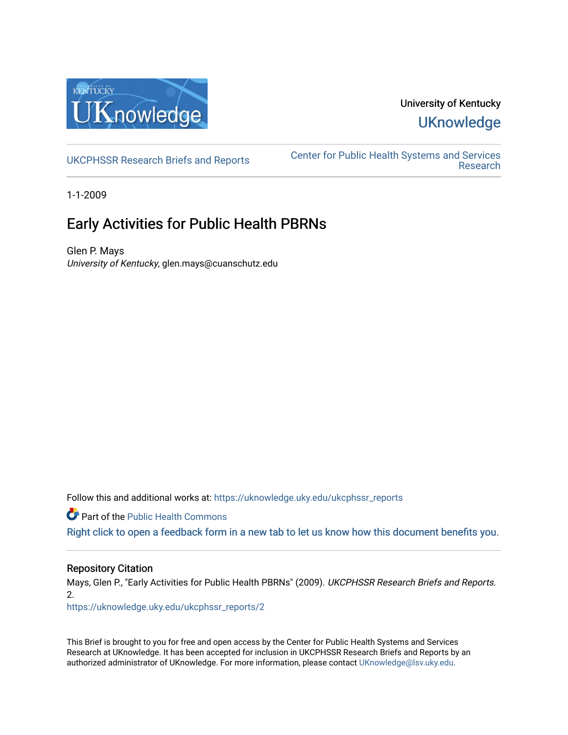University of Kentucky

UKnowledge

UKCPHSSR Research Briefs and Reports

Center for Public Health Systems and Services Research

1-1-2009

# Early Activities for Public Health PBRNs

Glen P. Mays
*University of Kentucky*, glen.mays@cuanschutz.edu

Follow this and additional works at: https://uknowledge.uky.edu/ukcphssr_reports

Part of the Public Health Commons

Right click to open a feedback form in a new tab to let us know how this document benefits you.

## Repository Citation

Mays, Glen P., "Early Activities for Public Health PBRNs" (2009). *UKCPHSSR Research Briefs and Reports*. 2.
https://uknowledge.uky.edu/ukcphssr_reports/2

This Brief is brought to you for free and open access by the Center for Public Health Systems and Services Research at UKnowledge. It has been accepted for inclusion in UKCPHSSR Research Briefs and Reports by an authorized administrator of UKnowledge. For more information, please contact UKnowledge@lsv.uky.edu.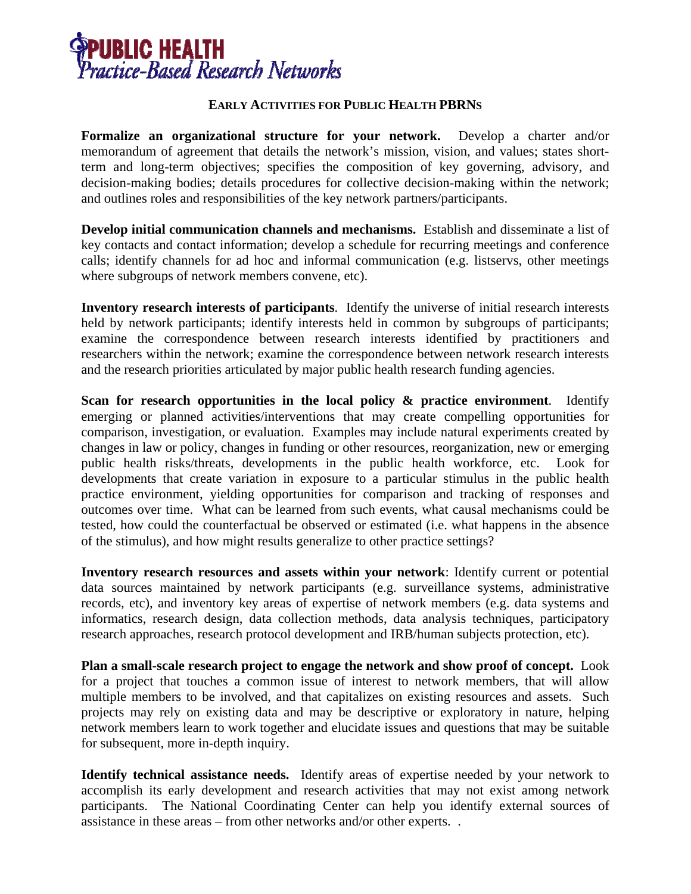PUBLIC HEALTH
*Practice-Based Research Networks*

## EARLY ACTIVITIES FOR PUBLIC HEALTH PBRNS

**Formalize an organizational structure for your network.** Develop a charter and/or memorandum of agreement that details the network's mission, vision, and values; states short-term and long-term objectives; specifies the composition of key governing, advisory, and decision-making bodies; details procedures for collective decision-making within the network; and outlines roles and responsibilities of the key network partners/participants.

**Develop initial communication channels and mechanisms.** Establish and disseminate a list of key contacts and contact information; develop a schedule for recurring meetings and conference calls; identify channels for ad hoc and informal communication (e.g. listservs, other meetings where subgroups of network members convene, etc).

**Inventory research interests of participants**. Identify the universe of initial research interests held by network participants; identify interests held in common by subgroups of participants; examine the correspondence between research interests identified by practitioners and researchers within the network; examine the correspondence between network research interests and the research priorities articulated by major public health research funding agencies.

**Scan for research opportunities in the local policy & practice environment**. Identify emerging or planned activities/interventions that may create compelling opportunities for comparison, investigation, or evaluation. Examples may include natural experiments created by changes in law or policy, changes in funding or other resources, reorganization, new or emerging public health risks/threats, developments in the public health workforce, etc. Look for developments that create variation in exposure to a particular stimulus in the public health practice environment, yielding opportunities for comparison and tracking of responses and outcomes over time. What can be learned from such events, what causal mechanisms could be tested, how could the counterfactual be observed or estimated (i.e. what happens in the absence of the stimulus), and how might results generalize to other practice settings?

**Inventory research resources and assets within your network**: Identify current or potential data sources maintained by network participants (e.g. surveillance systems, administrative records, etc), and inventory key areas of expertise of network members (e.g. data systems and informatics, research design, data collection methods, data analysis techniques, participatory research approaches, research protocol development and IRB/human subjects protection, etc).

**Plan a small-scale research project to engage the network and show proof of concept.** Look for a project that touches a common issue of interest to network members, that will allow multiple members to be involved, and that capitalizes on existing resources and assets. Such projects may rely on existing data and may be descriptive or exploratory in nature, helping network members learn to work together and elucidate issues and questions that may be suitable for subsequent, more in-depth inquiry.

**Identify technical assistance needs.** Identify areas of expertise needed by your network to accomplish its early development and research activities that may not exist among network participants. The National Coordinating Center can help you identify external sources of assistance in these areas – from other networks and/or other experts. .